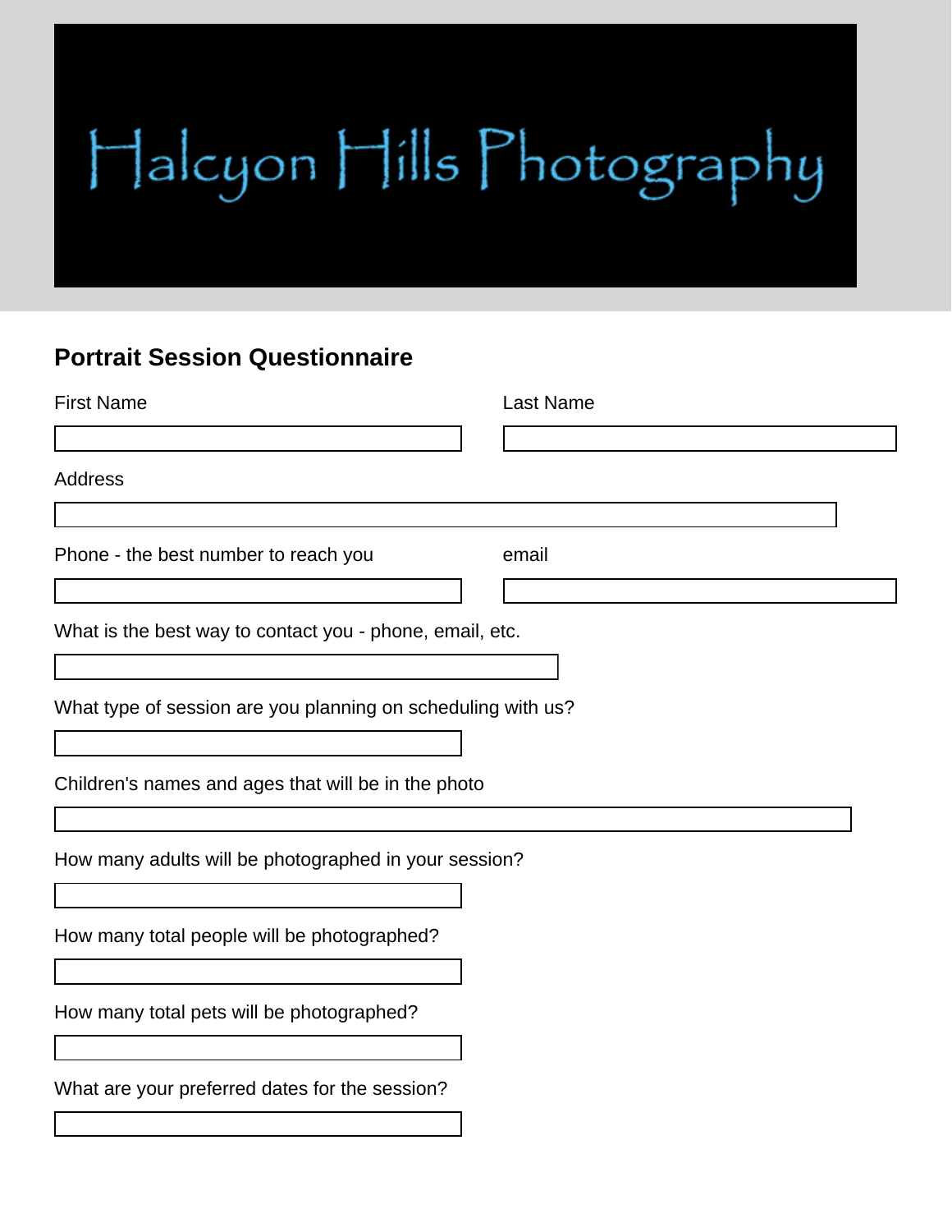# Halcyon Hills Photography

## Portrait Session Questionnaire

First Name

Last Name

Address

Phone - the best number to reach you

email

What is the best way to contact you - phone, email, etc.

What type of session are you planning on scheduling with us?

Children's names and ages that will be in the photo

How many adults will be photographed in your session?

How many total people will be photographed?

How many total pets will be photographed?

What are your preferred dates for the session?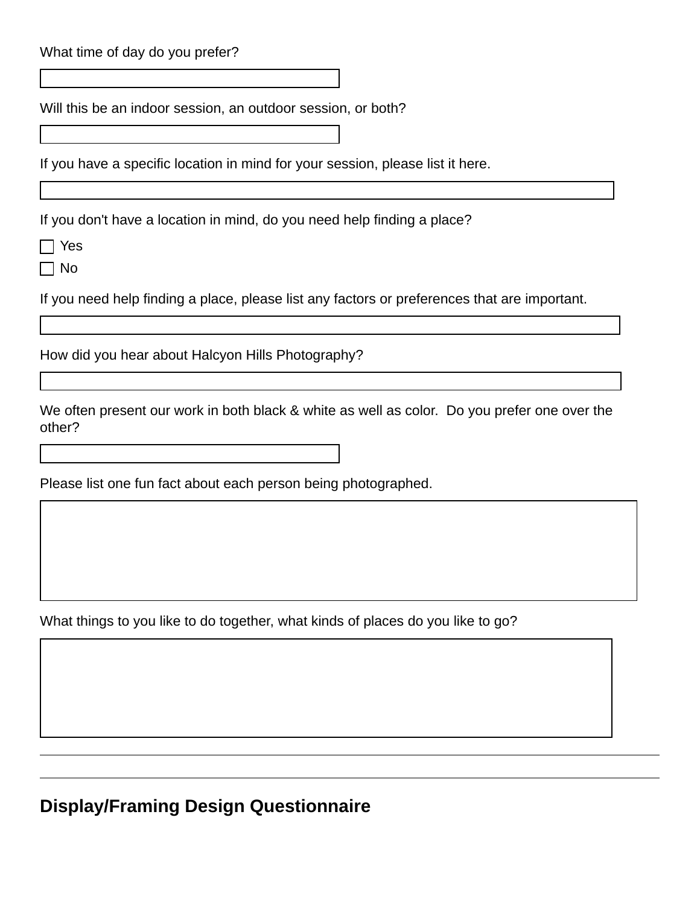What time of day do you prefer?

Will this be an indoor session, an outdoor session, or both?

If you have a specific location in mind for your session, please list it here.

If you don't have a location in mind, do you need help finding a place?

- [ ] Yes
- [ ] No

If you need help finding a place, please list any factors or preferences that are important.

How did you hear about Halcyon Hills Photography?

We often present our work in both black & white as well as color.  Do you prefer one over the other?

Please list one fun fact about each person being photographed.

What things to you like to do together, what kinds of places do you like to go?

---

---

## Display/Framing Design Questionnaire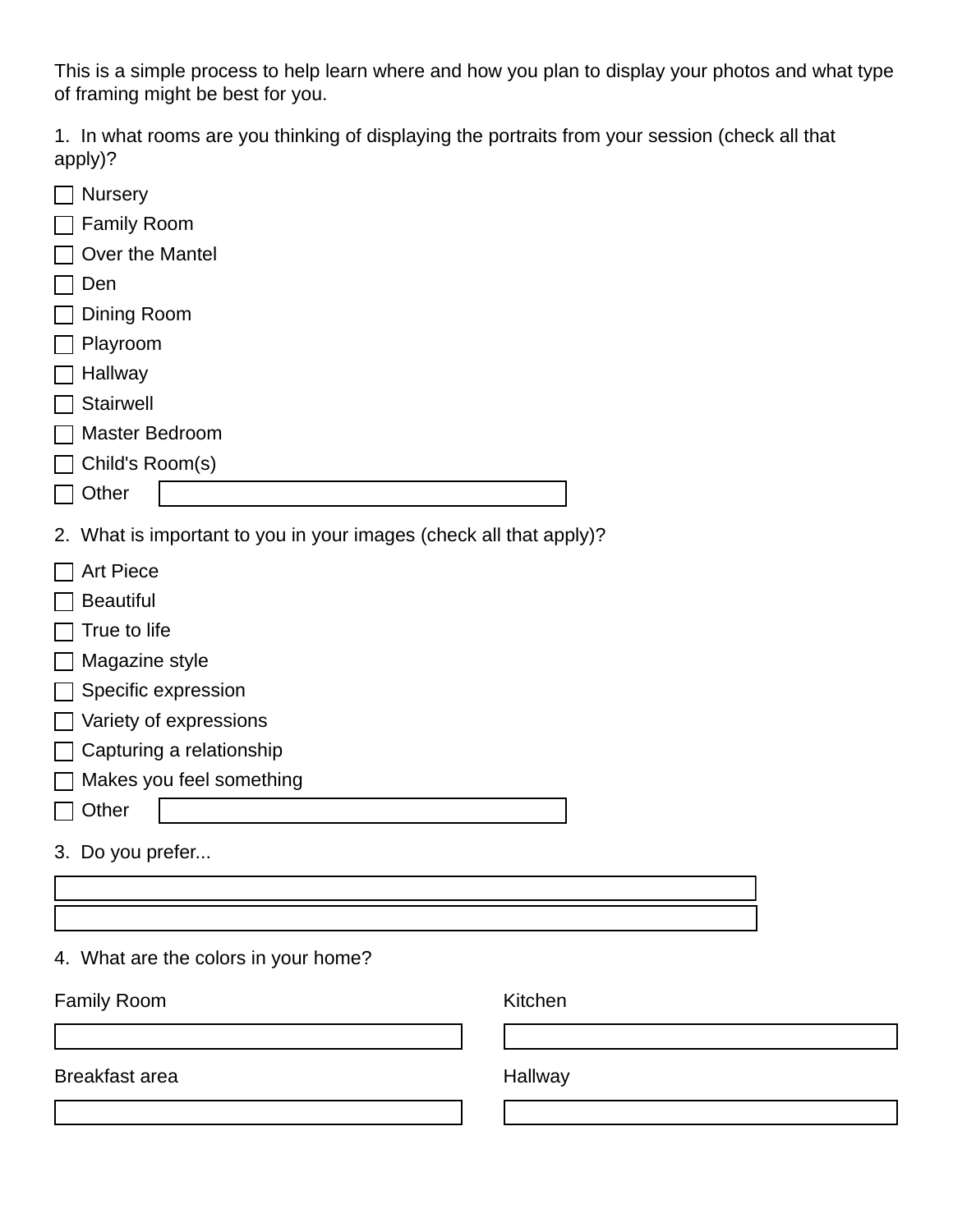This is a simple process to help learn where and how you plan to display your photos and what type of framing might be best for you.

1. In what rooms are you thinking of displaying the portraits from your session (check all that apply)?

- [ ] Nursery
- [ ] Family Room
- [ ] Over the Mantel
- [ ] Den
- [ ] Dining Room
- [ ] Playroom
- [ ] Hallway
- [ ] Stairwell
- [ ] Master Bedroom
- [ ] Child's Room(s)
- [ ] Other \_\_\_\_\_\_\_\_\_\_\_\_\_\_\_\_\_\_\_\_

2. What is important to you in your images (check all that apply)?

- [ ] Art Piece
- [ ] Beautiful
- [ ] True to life
- [ ] Magazine style
- [ ] Specific expression
- [ ] Variety of expressions
- [ ] Capturing a relationship
- [ ] Makes you feel something
- [ ] Other \_\_\_\_\_\_\_\_\_\_\_\_\_\_\_\_\_\_\_\_

3. Do you prefer...

\_\_\_\_\_\_\_\_\_\_\_\_\_\_\_\_\_\_\_\_\_\_\_\_\_\_\_\_\_\_\_\_\_\_\_\_\_\_\_\_

\_\_\_\_\_\_\_\_\_\_\_\_\_\_\_\_\_\_\_\_\_\_\_\_\_\_\_\_\_\_\_\_\_\_\_\_\_\_\_\_

4. What are the colors in your home?

Family Room

\_\_\_\_\_\_\_\_\_\_\_\_\_\_\_\_\_\_\_\_

Kitchen

\_\_\_\_\_\_\_\_\_\_\_\_\_\_\_\_\_\_\_\_

Breakfast area

\_\_\_\_\_\_\_\_\_\_\_\_\_\_\_\_\_\_\_\_

Hallway

\_\_\_\_\_\_\_\_\_\_\_\_\_\_\_\_\_\_\_\_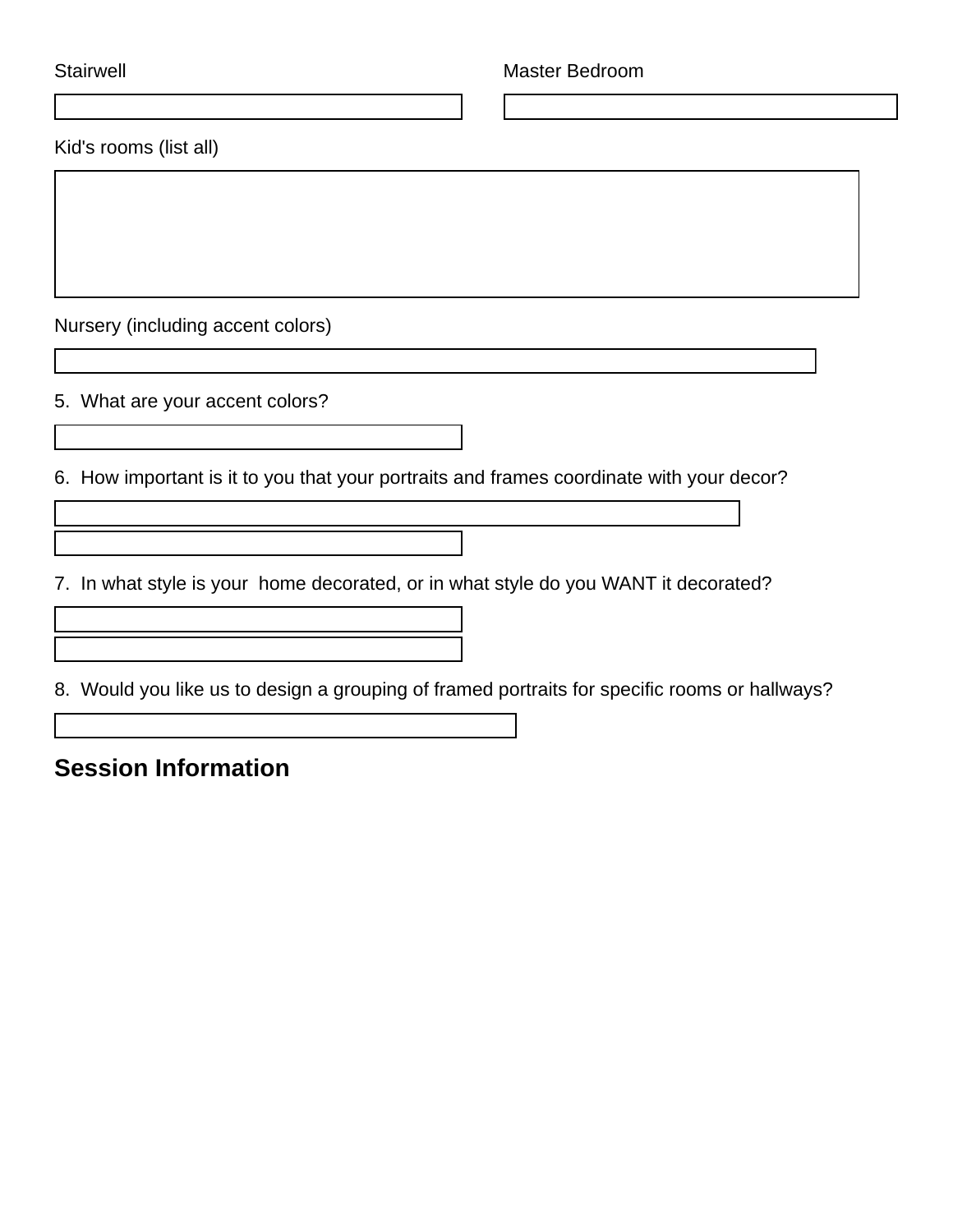Stairwell

Master Bedroom

Kid's rooms (list all)

Nursery (including accent colors)

5. What are your accent colors?

6. How important is it to you that your portraits and frames coordinate with your decor?

7. In what style is your home decorated, or in what style do you WANT it decorated?

8. Would you like us to design a grouping of framed portraits for specific rooms or hallways?

## Session Information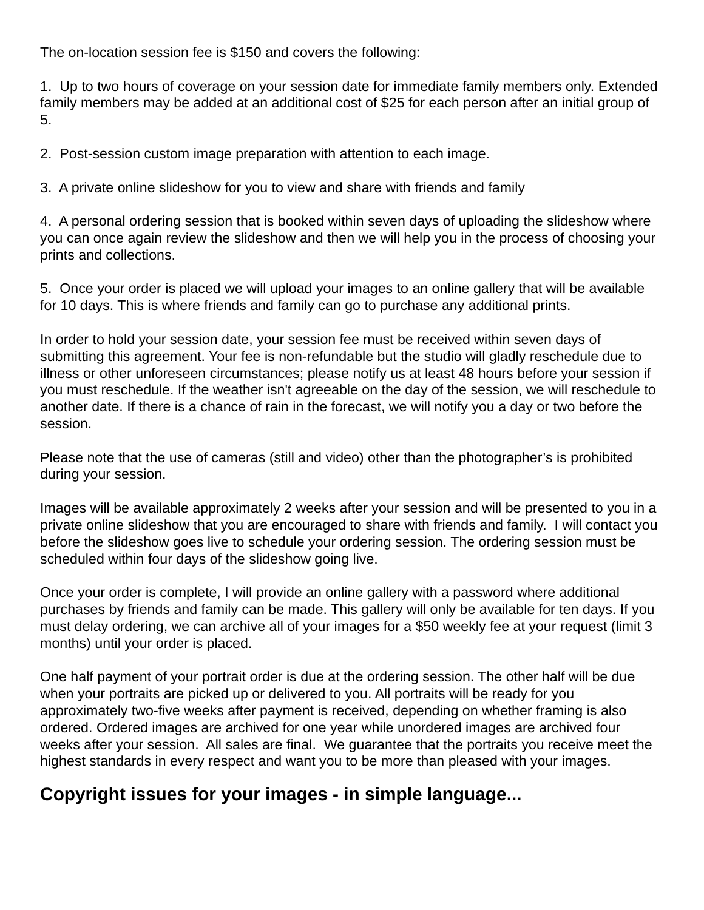The on-location session fee is $150 and covers the following:

1. Up to two hours of coverage on your session date for immediate family members only. Extended family members may be added at an additional cost of $25 for each person after an initial group of 5.

2. Post-session custom image preparation with attention to each image.

3. A private online slideshow for you to view and share with friends and family

4. A personal ordering session that is booked within seven days of uploading the slideshow where you can once again review the slideshow and then we will help you in the process of choosing your prints and collections.

5. Once your order is placed we will upload your images to an online gallery that will be available for 10 days. This is where friends and family can go to purchase any additional prints.

In order to hold your session date, your session fee must be received within seven days of submitting this agreement. Your fee is non-refundable but the studio will gladly reschedule due to illness or other unforeseen circumstances; please notify us at least 48 hours before your session if you must reschedule. If the weather isn't agreeable on the day of the session, we will reschedule to another date. If there is a chance of rain in the forecast, we will notify you a day or two before the session.

Please note that the use of cameras (still and video) other than the photographer's is prohibited during your session.

Images will be available approximately 2 weeks after your session and will be presented to you in a private online slideshow that you are encouraged to share with friends and family. I will contact you before the slideshow goes live to schedule your ordering session. The ordering session must be scheduled within four days of the slideshow going live.

Once your order is complete, I will provide an online gallery with a password where additional purchases by friends and family can be made. This gallery will only be available for ten days. If you must delay ordering, we can archive all of your images for a $50 weekly fee at your request (limit 3 months) until your order is placed.

One half payment of your portrait order is due at the ordering session. The other half will be due when your portraits are picked up or delivered to you. All portraits will be ready for you approximately two-five weeks after payment is received, depending on whether framing is also ordered. Ordered images are archived for one year while unordered images are archived four weeks after your session. All sales are final. We guarantee that the portraits you receive meet the highest standards in every respect and want you to be more than pleased with your images.

## Copyright issues for your images - in simple language...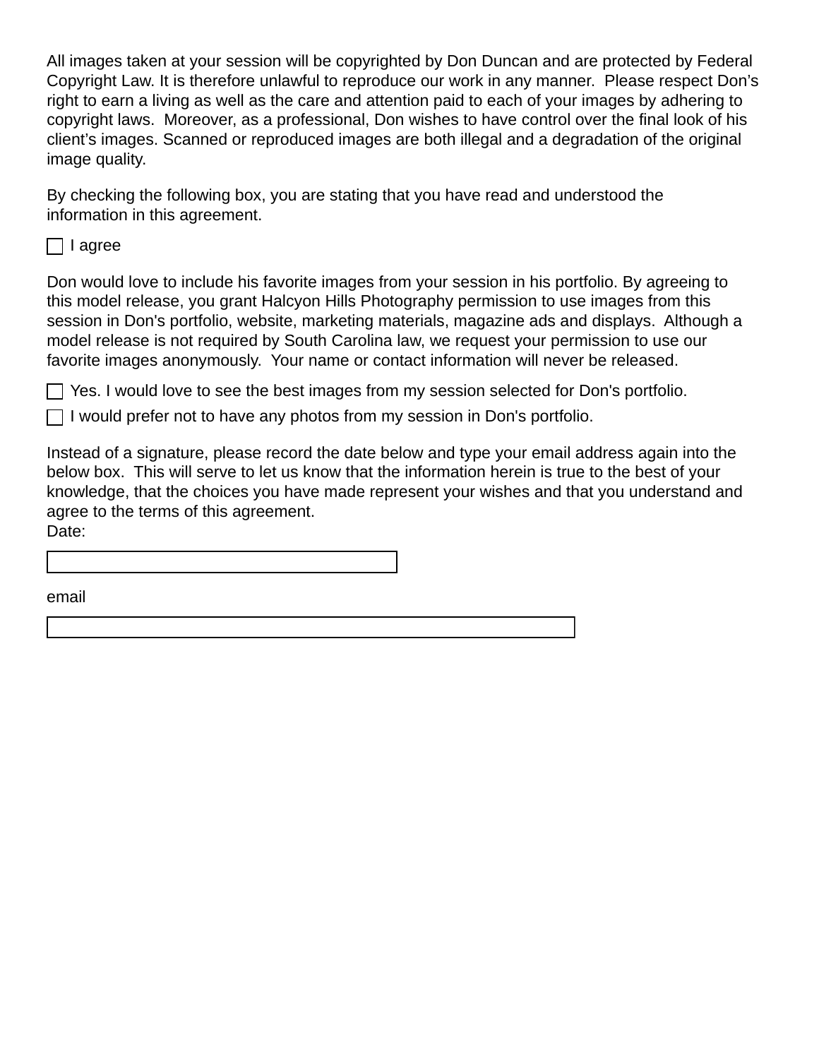All images taken at your session will be copyrighted by Don Duncan and are protected by Federal Copyright Law. It is therefore unlawful to reproduce our work in any manner. Please respect Don's right to earn a living as well as the care and attention paid to each of your images by adhering to copyright laws. Moreover, as a professional, Don wishes to have control over the final look of his client's images. Scanned or reproduced images are both illegal and a degradation of the original image quality.

By checking the following box, you are stating that you have read and understood the information in this agreement.

☐ I agree

Don would love to include his favorite images from your session in his portfolio. By agreeing to this model release, you grant Halcyon Hills Photography permission to use images from this session in Don's portfolio, website, marketing materials, magazine ads and displays. Although a model release is not required by South Carolina law, we request your permission to use our favorite images anonymously. Your name or contact information will never be released.

☐ Yes. I would love to see the best images from my session selected for Don's portfolio.

☐ I would prefer not to have any photos from my session in Don's portfolio.

Instead of a signature, please record the date below and type your email address again into the below box. This will serve to let us know that the information herein is true to the best of your knowledge, that the choices you have made represent your wishes and that you understand and agree to the terms of this agreement.

Date:

\_\_\_\_\_\_\_\_\_\_\_\_\_\_\_\_\_\_\_\_\_\_\_\_\_\_\_\_\_\_

email

\_\_\_\_\_\_\_\_\_\_\_\_\_\_\_\_\_\_\_\_\_\_\_\_\_\_\_\_\_\_\_\_\_\_\_\_\_\_\_\_\_\_\_\_